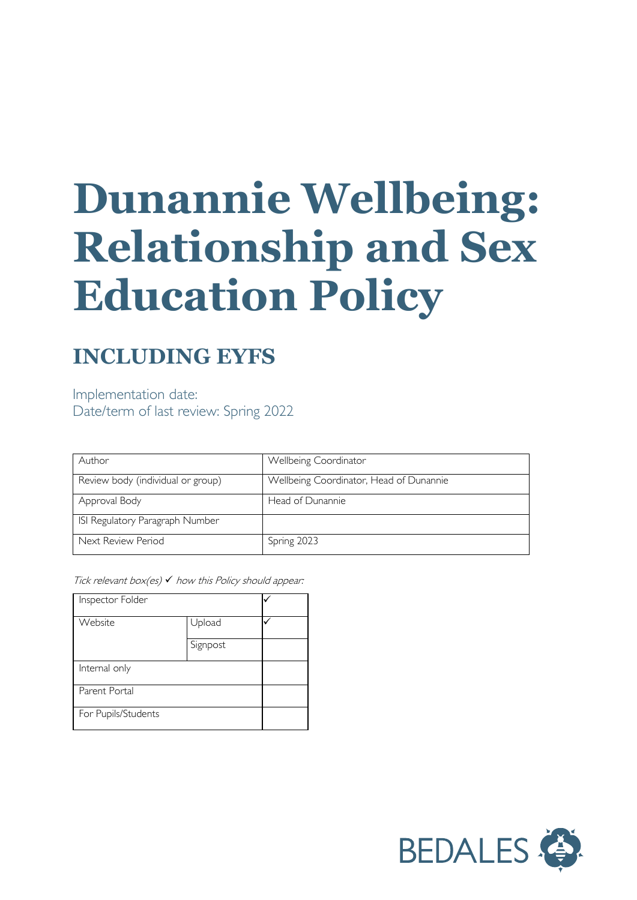# Dunannie Wellbeing: Relationship and Sex Education Policy

## INCLUDING EYFS

Implementation date:
Date/term of last review: Spring 2022

| Author | Wellbeing Coordinator |
|---|---|
| Review body (individual or group) | Wellbeing Coordinator, Head of Dunannie |
| Approval Body | Head of Dunannie |
| ISI Regulatory Paragraph Number | |
| Next Review Period | Spring 2023 |

*Tick relevant box(es) ✓ how this Policy should appear:*

| Inspector Folder | | ✓ |
|---|---|---|
| Website | Upload | ✓ |
| | Signpost | |
| Internal only | | |
| Parent Portal | | |
| For Pupils/Students | | |

BEDALES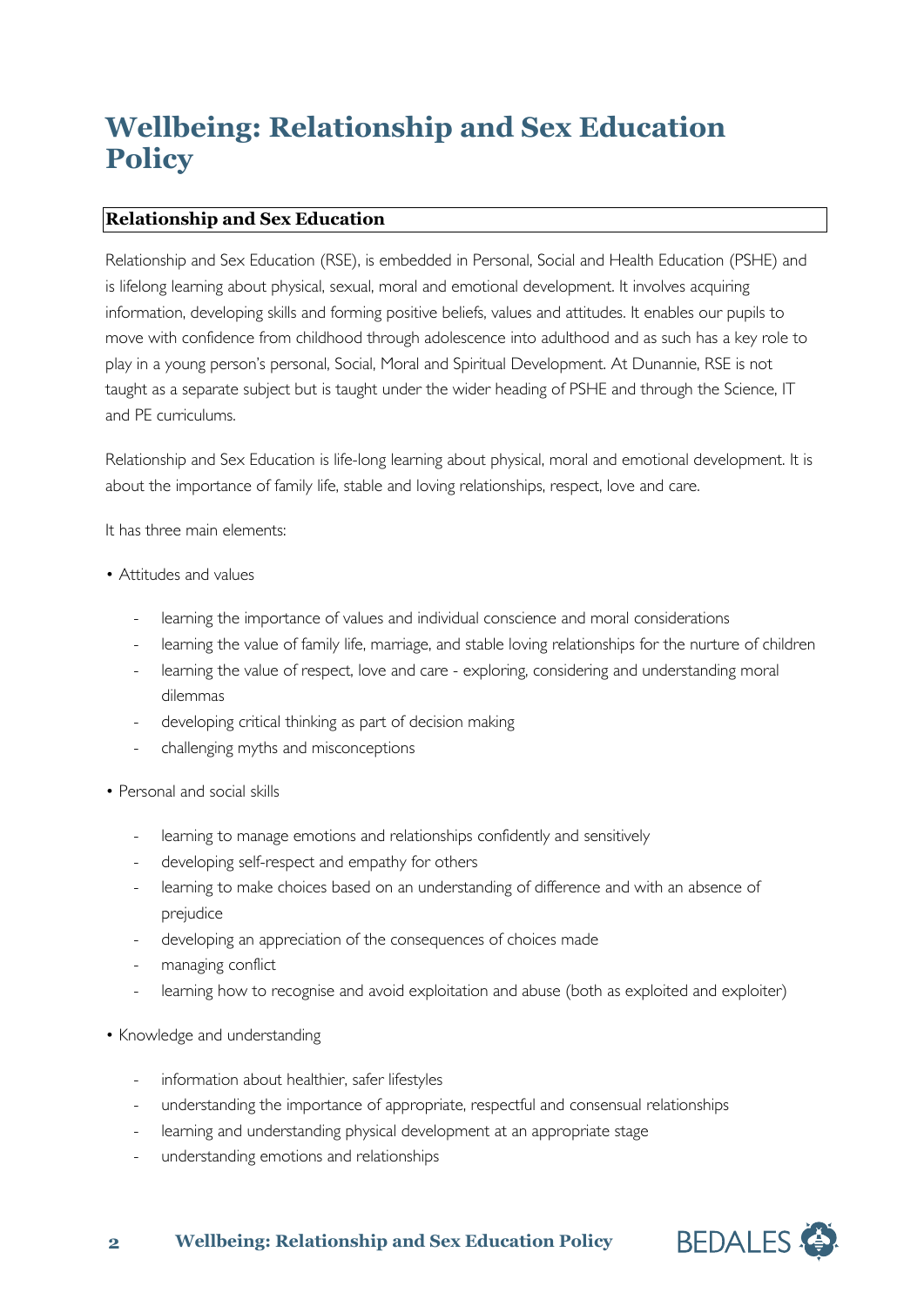# Wellbeing: Relationship and Sex Education Policy

## Relationship and Sex Education

Relationship and Sex Education (RSE), is embedded in Personal, Social and Health Education (PSHE) and is lifelong learning about physical, sexual, moral and emotional development. It involves acquiring information, developing skills and forming positive beliefs, values and attitudes. It enables our pupils to move with confidence from childhood through adolescence into adulthood and as such has a key role to play in a young person's personal, Social, Moral and Spiritual Development. At Dunannie, RSE is not taught as a separate subject but is taught under the wider heading of PSHE and through the Science, IT and PE curriculums.

Relationship and Sex Education is life-long learning about physical, moral and emotional development. It is about the importance of family life, stable and loving relationships, respect, love and care.

It has three main elements:

- Attitudes and values
  - learning the importance of values and individual conscience and moral considerations
  - learning the value of family life, marriage, and stable loving relationships for the nurture of children
  - learning the value of respect, love and care - exploring, considering and understanding moral dilemmas
  - developing critical thinking as part of decision making
  - challenging myths and misconceptions
- Personal and social skills
  - learning to manage emotions and relationships confidently and sensitively
  - developing self-respect and empathy for others
  - learning to make choices based on an understanding of difference and with an absence of prejudice
  - developing an appreciation of the consequences of choices made
  - managing conflict
  - learning how to recognise and avoid exploitation and abuse (both as exploited and exploiter)
- Knowledge and understanding
  - information about healthier, safer lifestyles
  - understanding the importance of appropriate, respectful and consensual relationships
  - learning and understanding physical development at an appropriate stage
  - understanding emotions and relationships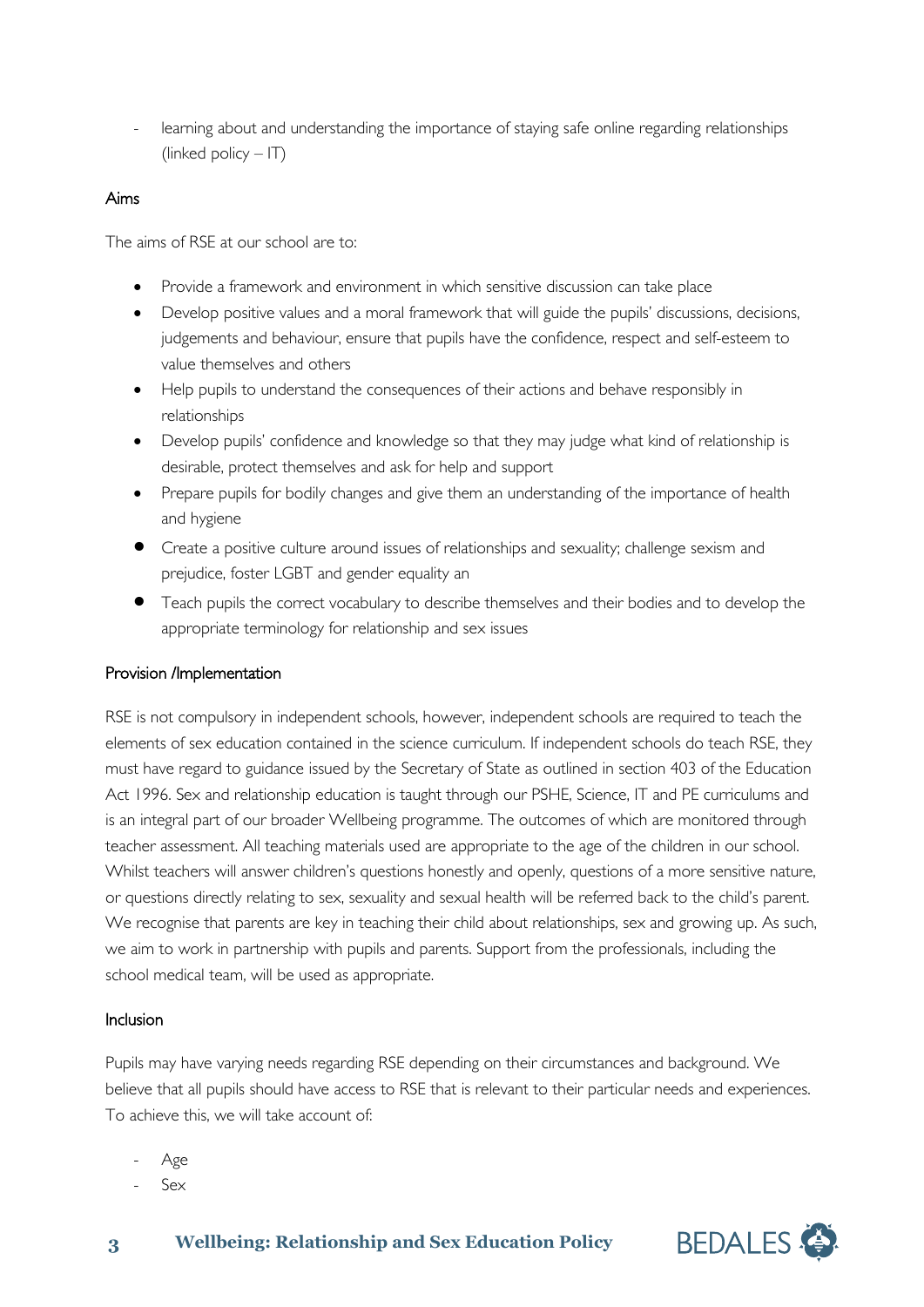- learning about and understanding the importance of staying safe online regarding relationships (linked policy – IT)

## Aims

The aims of RSE at our school are to:

- Provide a framework and environment in which sensitive discussion can take place
- Develop positive values and a moral framework that will guide the pupils' discussions, decisions, judgements and behaviour, ensure that pupils have the confidence, respect and self-esteem to value themselves and others
- Help pupils to understand the consequences of their actions and behave responsibly in relationships
- Develop pupils' confidence and knowledge so that they may judge what kind of relationship is desirable, protect themselves and ask for help and support
- Prepare pupils for bodily changes and give them an understanding of the importance of health and hygiene
- Create a positive culture around issues of relationships and sexuality; challenge sexism and prejudice, foster LGBT and gender equality an
- Teach pupils the correct vocabulary to describe themselves and their bodies and to develop the appropriate terminology for relationship and sex issues

## Provision /Implementation

RSE is not compulsory in independent schools, however, independent schools are required to teach the elements of sex education contained in the science curriculum. If independent schools do teach RSE, they must have regard to guidance issued by the Secretary of State as outlined in section 403 of the Education Act 1996. Sex and relationship education is taught through our PSHE, Science, IT and PE curriculums and is an integral part of our broader Wellbeing programme. The outcomes of which are monitored through teacher assessment. All teaching materials used are appropriate to the age of the children in our school. Whilst teachers will answer children's questions honestly and openly, questions of a more sensitive nature, or questions directly relating to sex, sexuality and sexual health will be referred back to the child's parent. We recognise that parents are key in teaching their child about relationships, sex and growing up. As such, we aim to work in partnership with pupils and parents. Support from the professionals, including the school medical team, will be used as appropriate.

## Inclusion

Pupils may have varying needs regarding RSE depending on their circumstances and background. We believe that all pupils should have access to RSE that is relevant to their particular needs and experiences. To achieve this, we will take account of:

- Age
- Sex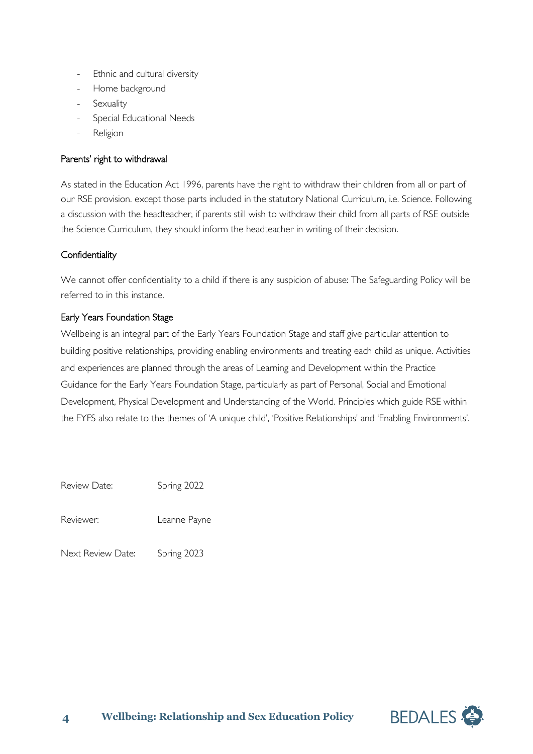- Ethnic and cultural diversity
- Home background
- Sexuality
- Special Educational Needs
- Religion

## Parents' right to withdrawal

As stated in the Education Act 1996, parents have the right to withdraw their children from all or part of our RSE provision. except those parts included in the statutory National Curriculum, i.e. Science. Following a discussion with the headteacher, if parents still wish to withdraw their child from all parts of RSE outside the Science Curriculum, they should inform the headteacher in writing of their decision.

## Confidentiality

We cannot offer confidentiality to a child if there is any suspicion of abuse: The Safeguarding Policy will be referred to in this instance.

## Early Years Foundation Stage

Wellbeing is an integral part of the Early Years Foundation Stage and staff give particular attention to building positive relationships, providing enabling environments and treating each child as unique. Activities and experiences are planned through the areas of Learning and Development within the Practice Guidance for the Early Years Foundation Stage, particularly as part of Personal, Social and Emotional Development, Physical Development and Understanding of the World. Principles which guide RSE within the EYFS also relate to the themes of 'A unique child', 'Positive Relationships' and 'Enabling Environments'.

| | |
|---|---|
| Review Date: | Spring 2022 |
| Reviewer: | Leanne Payne |
| Next Review Date: | Spring 2023 |